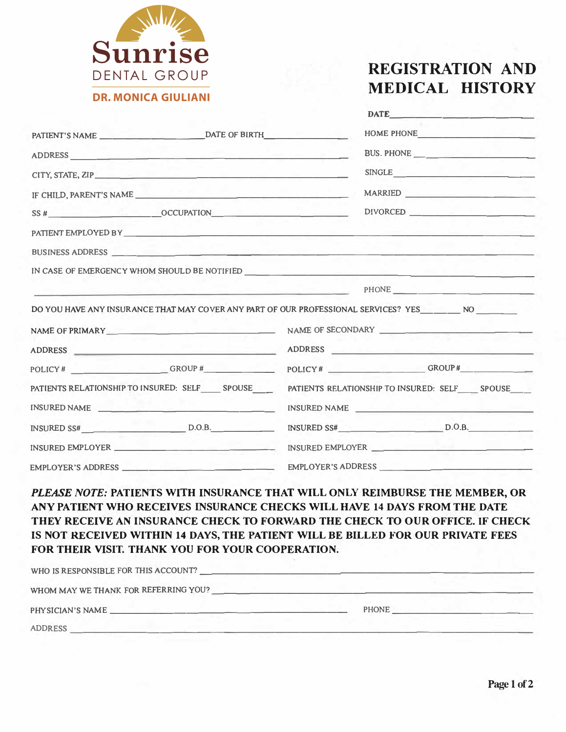**Sunrise**
DENTAL GROUP
**DR. MONICA GIULIANI**

# REGISTRATION AND MEDICAL HISTORY

DATE ____________________

PATIENT'S NAME ____________________ DATE OF BIRTH ____________________

HOME PHONE ____________________

ADDRESS ____________________

BUS. PHONE ____________________

CITY, STATE, ZIP ____________________

SINGLE ____________________

IF CHILD, PARENT'S NAME ____________________

MARRIED ____________________

SS # ____________________ OCCUPATION ____________________

DIVORCED ____________________

PATIENT EMPLOYED BY ____________________

BUSINESS ADDRESS ____________________

IN CASE OF EMERGENCY WHOM SHOULD BE NOTIFIED ____________________

____________________ PHONE ____________________

DO YOU HAVE ANY INSURANCE THAT MAY COVER ANY PART OF OUR PROFESSIONAL SERVICES? YES________ NO ________

NAME OF PRIMARY ____________________

ADDRESS ____________________

POLICY # ____________________ GROUP # ____________________

PATIENTS RELATIONSHIP TO INSURED: SELF____ SPOUSE____

INSURED NAME ____________________

INSURED SS# ____________________ D.O.B. ____________________

INSURED EMPLOYER ____________________

EMPLOYER'S ADDRESS ____________________

NAME OF SECONDARY ____________________

ADDRESS ____________________

POLICY # ____________________ GROUP # ____________________

PATIENTS RELATIONSHIP TO INSURED: SELF____ SPOUSE____

INSURED NAME ____________________

INSURED SS# ____________________ D.O.B. ____________________

INSURED EMPLOYER ____________________

EMPLOYER'S ADDRESS ____________________

***PLEASE NOTE:* PATIENTS WITH INSURANCE THAT WILL ONLY REIMBURSE THE MEMBER, OR ANY PATIENT WHO RECEIVES INSURANCE CHECKS WILL HAVE 14 DAYS FROM THE DATE THEY RECEIVE AN INSURANCE CHECK TO FORWARD THE CHECK TO OUR OFFICE. IF CHECK IS NOT RECEIVED WITHIN 14 DAYS, THE PATIENT WILL BE BILLED FOR OUR PRIVATE FEES FOR THEIR VISIT. THANK YOU FOR YOUR COOPERATION.**

WHO IS RESPONSIBLE FOR THIS ACCOUNT? ____________________

WHOM MAY WE THANK FOR REFERRING YOU? ____________________

PHYSICIAN'S NAME ____________________ PHONE ____________________

ADDRESS ____________________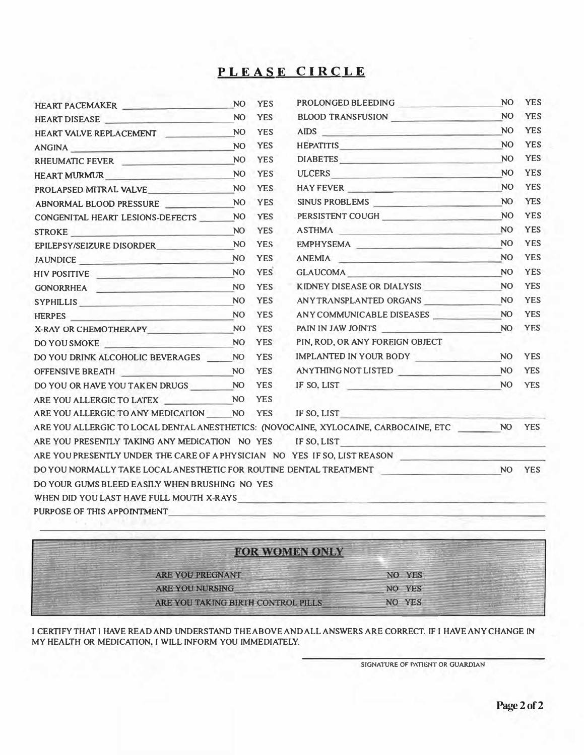# PLEASE CIRCLE

| | | | | | |
|---|---|---|---|---|---|
| HEART PACEMAKER | NO | YES | PROLONGED BLEEDING | NO | YES |
| HEART DISEASE | NO | YES | BLOOD TRANSFUSION | NO | YES |
| HEART VALVE REPLACEMENT | NO | YES | AIDS | NO | YES |
| ANGINA | NO | YES | HEPATITIS | NO | YES |
| RHEUMATIC FEVER | NO | YES | DIABETES | NO | YES |
| HEART MURMUR | NO | YES | ULCERS | NO | YES |
| PROLAPSED MITRAL VALVE | NO | YES | HAY FEVER | NO | YES |
| ABNORMAL BLOOD PRESSURE | NO | YES | SINUS PROBLEMS | NO | YES |
| CONGENITAL HEART LESIONS-DEFECTS | NO | YES | PERSISTENT COUGH | NO | YES |
| STROKE | NO | YES | ASTHMA | NO | YES |
| EPILEPSY/SEIZURE DISORDER | NO | YES | EMPHYSEMA | NO | YES |
| JAUNDICE | NO | YES | ANEMIA | NO | YES |
| HIV POSITIVE | NO | YES | GLAUCOMA | NO | YES |
| GONORRHEA | NO | YES | KIDNEY DISEASE OR DIALYSIS | NO | YES |
| SYPHILLIS | NO | YES | ANYTRANSPLANTED ORGANS | NO | YES |
| HERPES | NO | YES | ANY COMMUNICABLE DISEASES | NO | YES |
| X-RAY OR CHEMOTHERAPY | NO | YES | PAIN IN JAW JOINTS | NO | YES |
| DO YOU SMOKE | NO | YES | PIN, ROD, OR ANY FOREIGN OBJECT IMPLANTED IN YOUR BODY | NO | YES |
| DO YOU DRINK ALCOHOLIC BEVERAGES | NO | YES | ANYTHING NOT LISTED | NO | YES |
| OFFENSIVE BREATH | NO | YES | IF SO, LIST | NO | YES |
| DO YOU OR HAVE YOU TAKEN DRUGS | NO | YES | | | |
| ARE YOU ALLERGIC TO LATEX | NO | YES | | | |

ARE YOU ALLERGIC TO ANY MEDICATION NO YES IF SO, LIST ______

ARE YOU ALLERGIC TO LOCAL DENTAL ANESTHETICS: (NOVOCAINE, XYLOCAINE, CARBOCAINE, ETC ______ NO YES

ARE YOU PRESENTLY TAKING ANY MEDICATION NO YES IF SO, LIST ______

ARE YOU PRESENTLY UNDER THE CARE OF A PHYSICIAN NO YES IF SO, LIST REASON ______

DO YOU NORMALLY TAKE LOCAL ANESTHETIC FOR ROUTINE DENTAL TREATMENT ______ NO YES

DO YOUR GUMS BLEED EASILY WHEN BRUSHING NO YES

WHEN DID YOU LAST HAVE FULL MOUTH X-RAYS ______

PURPOSE OF THIS APPOINTMENT ______

## FOR WOMEN ONLY

| | | |
|---|---|---|
| ARE YOU PREGNANT | NO | YES |
| ARE YOU NURSING | NO | YES |
| ARE YOU TAKING BIRTH CONTROL PILLS | NO | YES |

I CERTIFY THAT I HAVE READ AND UNDERSTAND THE ABOVE AND ALL ANSWERS ARE CORRECT. IF I HAVE ANY CHANGE IN MY HEALTH OR MEDICATION, I WILL INFORM YOU IMMEDIATELY.

______
SIGNATURE OF PATIENT OR GUARDIAN